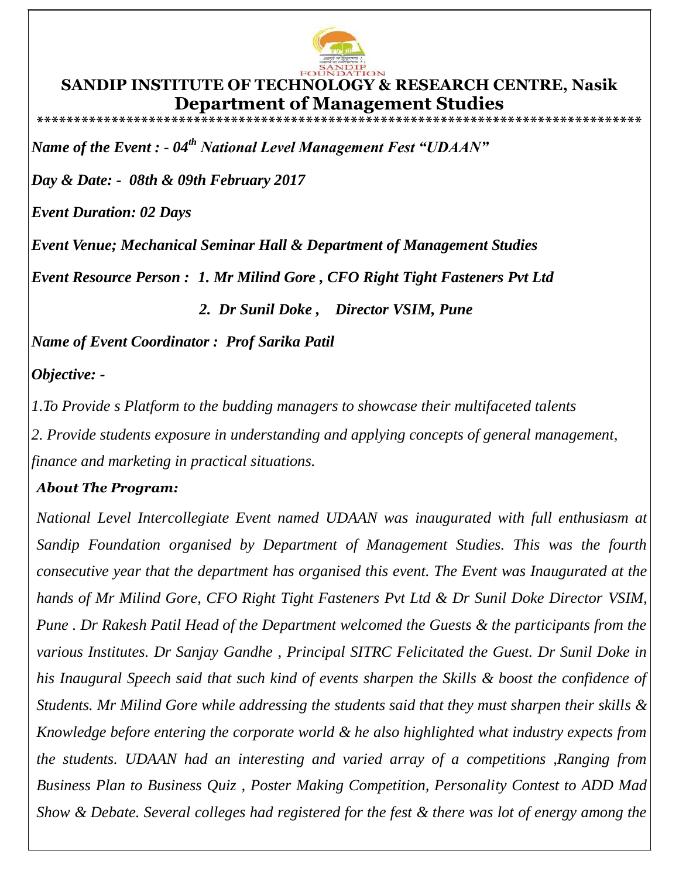# SANDIP INSTITUTE OF TECHNOLOGY & RESEARCH CENTRE, Nasik

## Department of Management Studies

*************************************************************************************

***Name of the Event : - 04th National Level Management Fest "UDAAN"***

***Day & Date: - 08th & 09th February 2017***

***Event Duration: 02 Days***

***Event Venue; Mechanical Seminar Hall & Department of Management Studies***

***Event Resource Person : 1. Mr Milind Gore , CFO Right Tight Fasteners Pvt Ltd***

***2. Dr Sunil Doke , Director VSIM, Pune***

***Name of Event Coordinator : Prof Sarika Patil***

***Objective: -***

*1.To Provide s Platform to the budding managers to showcase their multifaceted talents*

*2. Provide students exposure in understanding and applying concepts of general management, finance and marketing in practical situations.*

***About The Program:***

*National Level Intercollegiate Event named UDAAN was inaugurated with full enthusiasm at Sandip Foundation organised by Department of Management Studies. This was the fourth consecutive year that the department has organised this event. The Event was Inaugurated at the hands of Mr Milind Gore, CFO Right Tight Fasteners Pvt Ltd & Dr Sunil Doke Director VSIM, Pune . Dr Rakesh Patil Head of the Department welcomed the Guests & the participants from the various Institutes. Dr Sanjay Gandhe , Principal SITRC Felicitated the Guest. Dr Sunil Doke in his Inaugural Speech said that such kind of events sharpen the Skills & boost the confidence of Students. Mr Milind Gore while addressing the students said that they must sharpen their skills & Knowledge before entering the corporate world & he also highlighted what industry expects from the students. UDAAN had an interesting and varied array of a competitions ,Ranging from Business Plan to Business Quiz , Poster Making Competition, Personality Contest to ADD Mad Show & Debate. Several colleges had registered for the fest & there was lot of energy among the*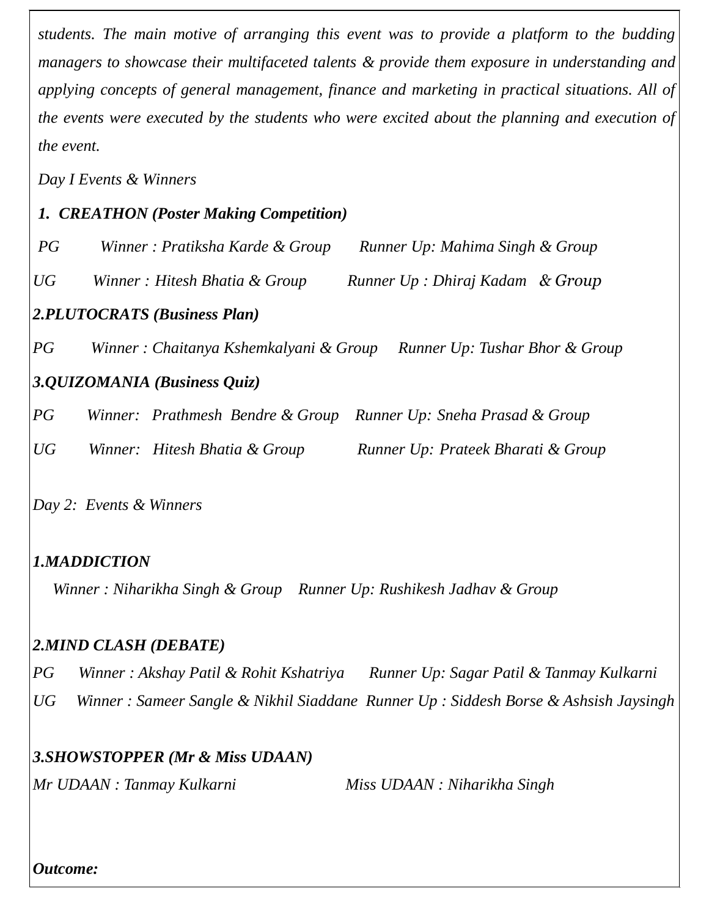*students. The main motive of arranging this event was to provide a platform to the budding managers to showcase their multifaceted talents & provide them exposure in understanding and applying concepts of general management, finance and marketing in practical situations. All of the events were executed by the students who were excited about the planning and execution of the event.*

*Day I Events & Winners*

***1. CREATHON (Poster Making Competition)***

*PG Winner : Pratiksha Karde & Group Runner Up: Mahima Singh & Group*

*UG Winner : Hitesh Bhatia & Group Runner Up : Dhiraj Kadam & Group*

***2.PLUTOCRATS (Business Plan)***

*PG Winner : Chaitanya Kshemkalyani & Group Runner Up: Tushar Bhor & Group*

***3.QUIZOMANIA (Business Quiz)***

*PG Winner: Prathmesh Bendre & Group Runner Up: Sneha Prasad & Group*

*UG Winner: Hitesh Bhatia & Group Runner Up: Prateek Bharati & Group*

*Day 2: Events & Winners*

***1.MADDICTION***

*Winner : Niharikha Singh & Group Runner Up: Rushikesh Jadhav & Group*

***2.MIND CLASH (DEBATE)***

*PG Winner : Akshay Patil & Rohit Kshatriya Runner Up: Sagar Patil & Tanmay Kulkarni*

*UG Winner : Sameer Sangle & Nikhil Siaddane Runner Up : Siddesh Borse & Ashsish Jaysingh*

***3.SHOWSTOPPER (Mr & Miss UDAAN)***

*Mr UDAAN : Tanmay Kulkarni Miss UDAAN : Niharikha Singh*

***Outcome:***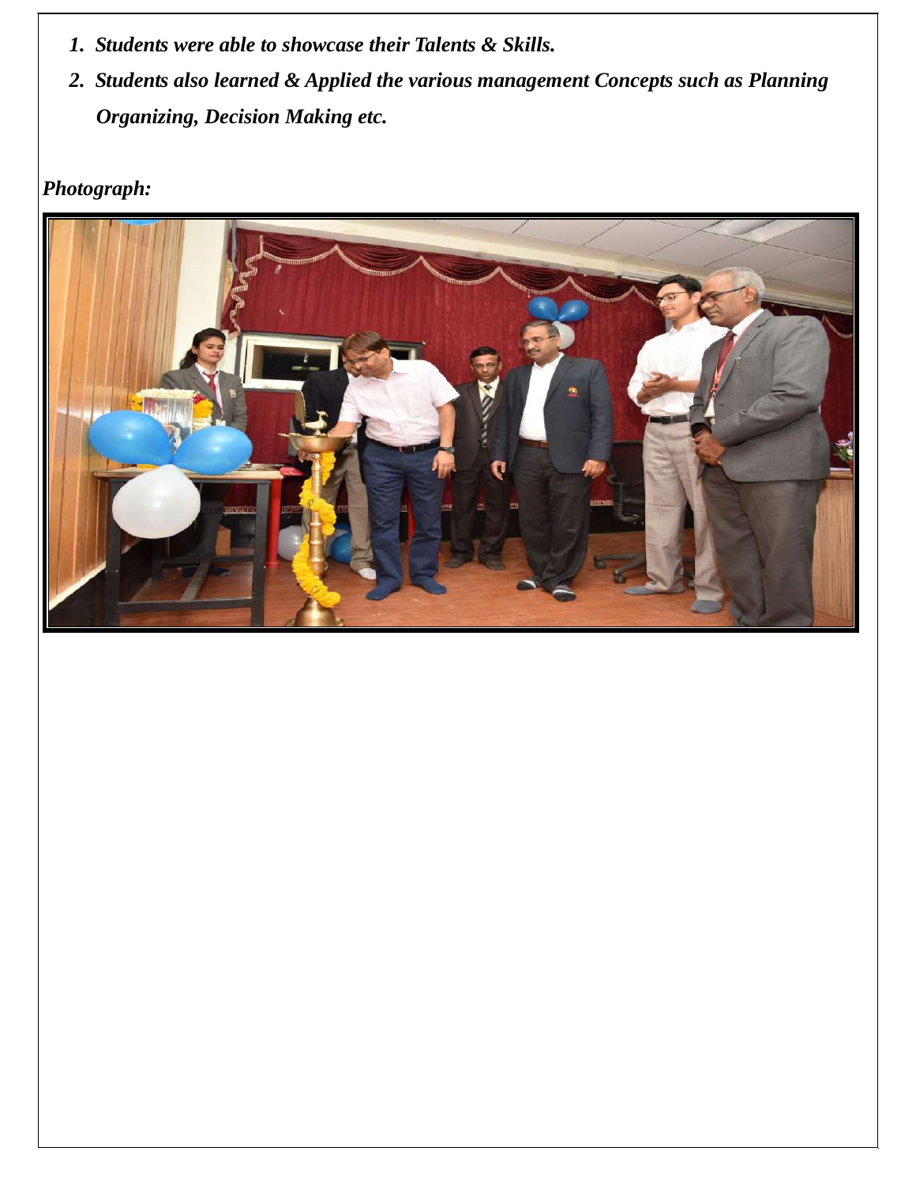1. ***Students were able to showcase their Talents & Skills.***
2. ***Students also learned & Applied the various management Concepts such as Planning Organizing, Decision Making etc.***

***Photograph:***